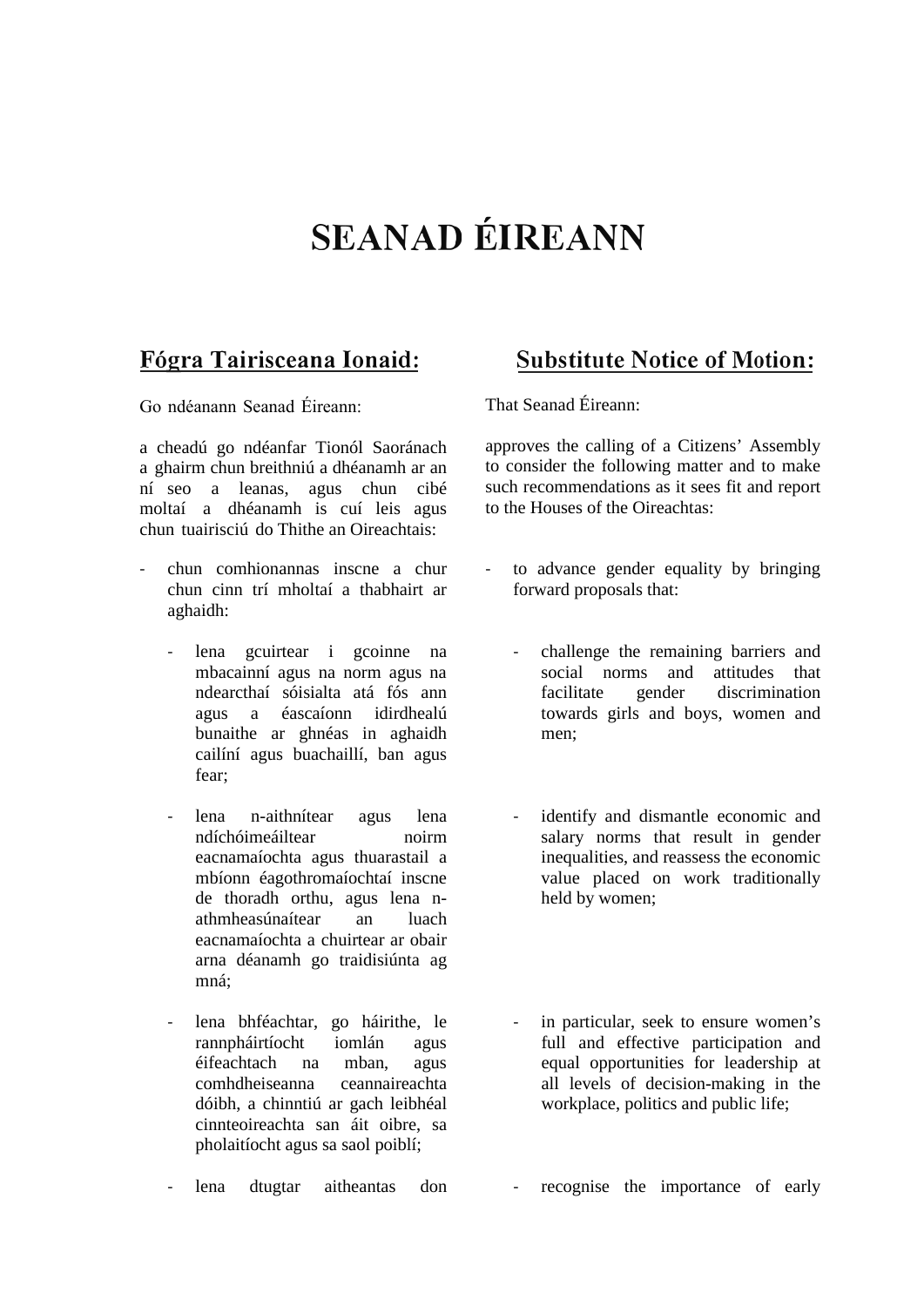# SEANAD ÉIREANN

## Fógra Tairisceana Ionaid:

Go ndéanann Seanad Éireann:

a cheadú go ndéanfar Tionól Saoránach a ghairm chun breithniú a dhéanamh ar an ní seo a leanas, agus chun cibé moltaí a dhéanamh is cuí leis agus chun tuairisciú do Thithe an Oireachtais:

- chun comhionannas inscne a chur chun cinn trí mholtaí a thabhairt ar aghaidh:
    - lena gcuirtear i gcoinne na mbacainní agus na norm agus na ndearcthaí sóisialta atá fós ann agus a éascaíonn idirdhealú bunaithe ar ghnéas in aghaidh cailíní agus buachaillí, ban agus fear;
    - lena n-aithnítear agus lena ndíchóimeáiltear noirm eacnamaíochta agus thuarastail a mbíonn éagothromaíochtaí inscne de thoradh orthu, agus lena n-athmheasúnaítear an luach eacnamaíochta a chuirtear ar obair arna déanamh go traidisiúnta ag mná;
    - lena bhféachtar, go háirithe, le rannpháirtíocht iomlán agus éifeachtach na mban, agus comhdheiseanna ceannaireachta dóibh, a chinntiú ar gach leibhéal cinnteoireachta san áit oibre, sa pholaitíocht agus sa saol poiblí;
    - lena dtugtar aitheantas don

## Substitute Notice of Motion:

That Seanad Éireann:

approves the calling of a Citizens' Assembly to consider the following matter and to make such recommendations as it sees fit and report to the Houses of the Oireachtas:

- to advance gender equality by bringing forward proposals that:
    - challenge the remaining barriers and social norms and attitudes that facilitate gender discrimination towards girls and boys, women and men;
    - identify and dismantle economic and salary norms that result in gender inequalities, and reassess the economic value placed on work traditionally held by women;
    - in particular, seek to ensure women's full and effective participation and equal opportunities for leadership at all levels of decision-making in the workplace, politics and public life;
    - recognise the importance of early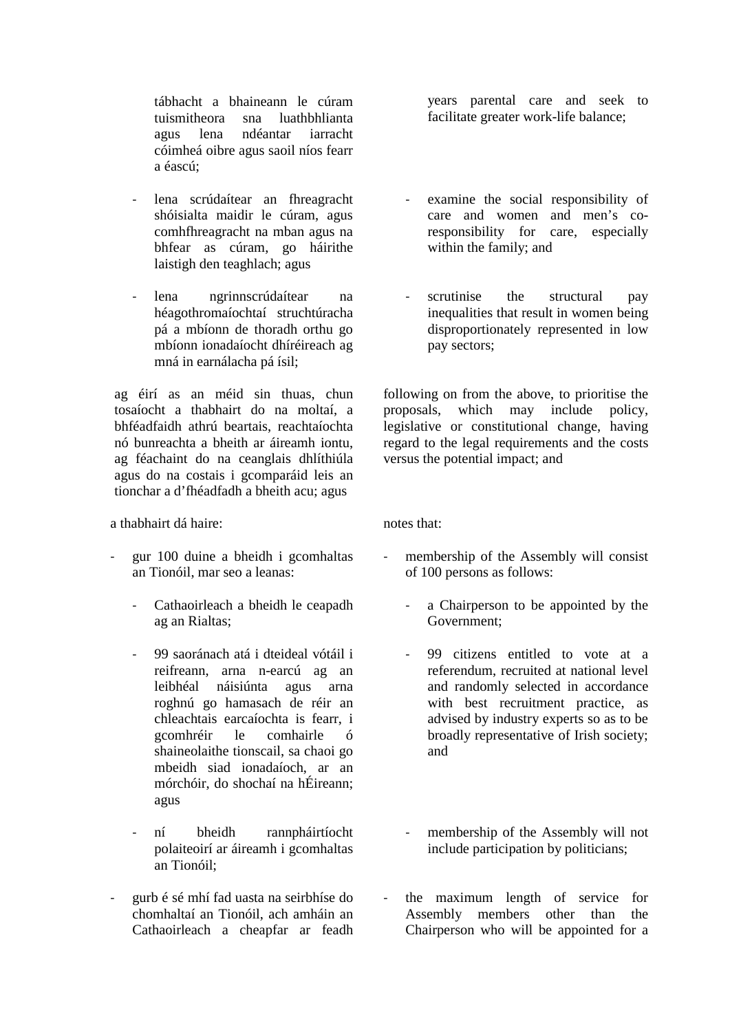tábhacht a bhaineann le cúram tuismitheora sna luathbhlianta agus lena ndéantar iarracht cóimheá oibre agus saoil níos fearr a éascú;

- lena scrúdaítear an fhreagracht shóisialta maidir le cúram, agus comhfhreagracht na mban agus na bhfear as cúram, go háirithe laistigh den teaghlach; agus

- lena ngrinnscrúdaítear na héagothromaíochtaí struchtúracha pá a mbíonn de thoradh orthu go mbíonn ionadaíocht dhíréireach ag mná in earnálacha pá ísil;

ag éirí as an méid sin thuas, chun tosaíocht a thabhairt do na moltaí, a bhféadfaidh athrú beartais, reachtaíochta nó bunreachta a bheith ar áireamh iontu, ag féachaint do na ceanglais dhlíthiúla agus do na costais i gcomparáid leis an tionchar a d'fhéadfadh a bheith acu; agus

a thabhairt dá haire:

- gur 100 duine a bheidh i gcomhaltas an Tionóil, mar seo a leanas:
  - Cathaoirleach a bheidh le ceapadh ag an Rialtas;
  - 99 saoránach atá i dteideal vótáil i reifreann, arna n-earcú ag an leibhéal náisiúnta agus arna roghnú go hamasach de réir an chleachtais earcaíochta is fearr, i gcomhréir le comhairle ó shaineolaithe tionscail, sa chaoi go mbeidh siad ionadaíoch, ar an mórchóir, do shochaí na hÉireann; agus
  - ní bheidh rannpháirtíocht polaiteoirí ar áireamh i gcomhaltas an Tionóil;

- gurb é sé mhí fad uasta na seirbhíse do chomhaltaí an Tionóil, ach amháin an Cathaoirleach a cheapfar ar feadh

years parental care and seek to facilitate greater work-life balance;

- examine the social responsibility of care and women and men's co-responsibility for care, especially within the family; and

- scrutinise the structural pay inequalities that result in women being disproportionately represented in low pay sectors;

following on from the above, to prioritise the proposals, which may include policy, legislative or constitutional change, having regard to the legal requirements and the costs versus the potential impact; and

notes that:

- membership of the Assembly will consist of 100 persons as follows:
  - a Chairperson to be appointed by the Government;
  - 99 citizens entitled to vote at a referendum, recruited at national level and randomly selected in accordance with best recruitment practice, as advised by industry experts so as to be broadly representative of Irish society; and
  - membership of the Assembly will not include participation by politicians;

- the maximum length of service for Assembly members other than the Chairperson who will be appointed for a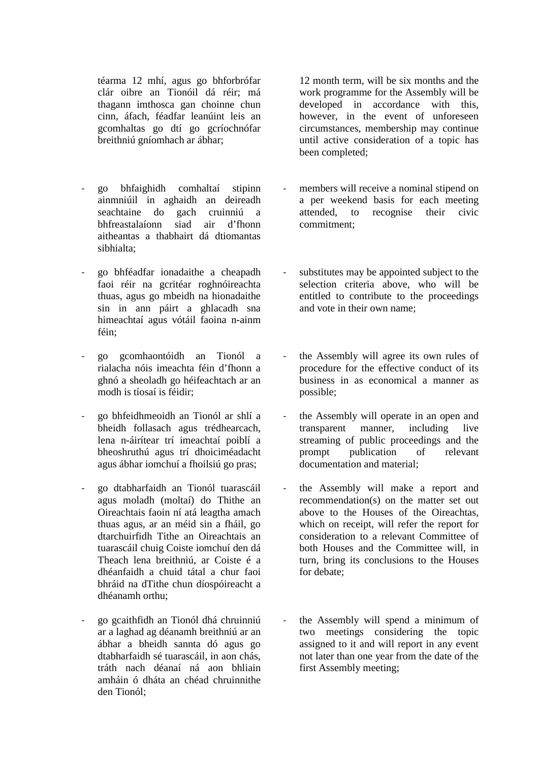téarma 12 mhí, agus go bhforbrófar clár oibre an Tionóil dá réir; má thagann imthosca gan choinne chun cinn, áfach, féadfar leanúint leis an gcomhaltas go dtí go gcríochnófar breithniú gníomhach ar ábhar;

- go bhfaighidh comhaltaí stipinn ainmniúil in aghaidh an deireadh seachtaine do gach cruinniú a bhfreastalaíonn siad air d'fhonn aitheantas a thabhairt dá dtiomantas sibhialta;

- go bhféadfar ionadaithe a cheapadh faoi réir na gcritéar roghnóireachta thuas, agus go mbeidh na hionadaithe sin in ann páirt a ghlacadh sna himeachtaí agus vótáil faoina n-ainm féin;

- go gcomhaontóidh an Tionól a rialacha nóis imeachta féin d'fhonn a ghnó a sheoladh go héifeachtach ar an modh is tíosaí is féidir;

- go bhfeidhmeoidh an Tionól ar shlí a bheidh follasach agus trédhearcach, lena n-áirítear trí imeachtaí poiblí a bheoshruthú agus trí dhoiciméadacht agus ábhar iomchuí a fhoilsiú go pras;

- go dtabharfaidh an Tionól tuarascáil agus moladh (moltaí) do Thithe an Oireachtais faoin ní atá leagtha amach thuas agus, ar an méid sin a fháil, go dtarchuirfidh Tithe an Oireachtais an tuarascáil chuig Coiste iomchuí den dá Theach lena breithniú, ar Coiste é a dhéanfaidh a chuid tátal a chur faoi bhráid na dTithe chun díospóireacht a dhéanamh orthu;

- go gcaithfidh an Tionól dhá chruinniú ar a laghad ag déanamh breithniú ar an ábhar a bheidh sannta dó agus go dtabharfaidh sé tuarascáil, in aon chás, tráth nach déanaí ná aon bhliain amháin ó dháta an chéad chruinnithe den Tionól;

12 month term, will be six months and the work programme for the Assembly will be developed in accordance with this, however, in the event of unforeseen circumstances, membership may continue until active consideration of a topic has been completed;

- members will receive a nominal stipend on a per weekend basis for each meeting attended, to recognise their civic commitment;

- substitutes may be appointed subject to the selection criteria above, who will be entitled to contribute to the proceedings and vote in their own name;

- the Assembly will agree its own rules of procedure for the effective conduct of its business in as economical a manner as possible;

- the Assembly will operate in an open and transparent manner, including live streaming of public proceedings and the prompt publication of relevant documentation and material;

- the Assembly will make a report and recommendation(s) on the matter set out above to the Houses of the Oireachtas, which on receipt, will refer the report for consideration to a relevant Committee of both Houses and the Committee will, in turn, bring its conclusions to the Houses for debate;

- the Assembly will spend a minimum of two meetings considering the topic assigned to it and will report in any event not later than one year from the date of the first Assembly meeting;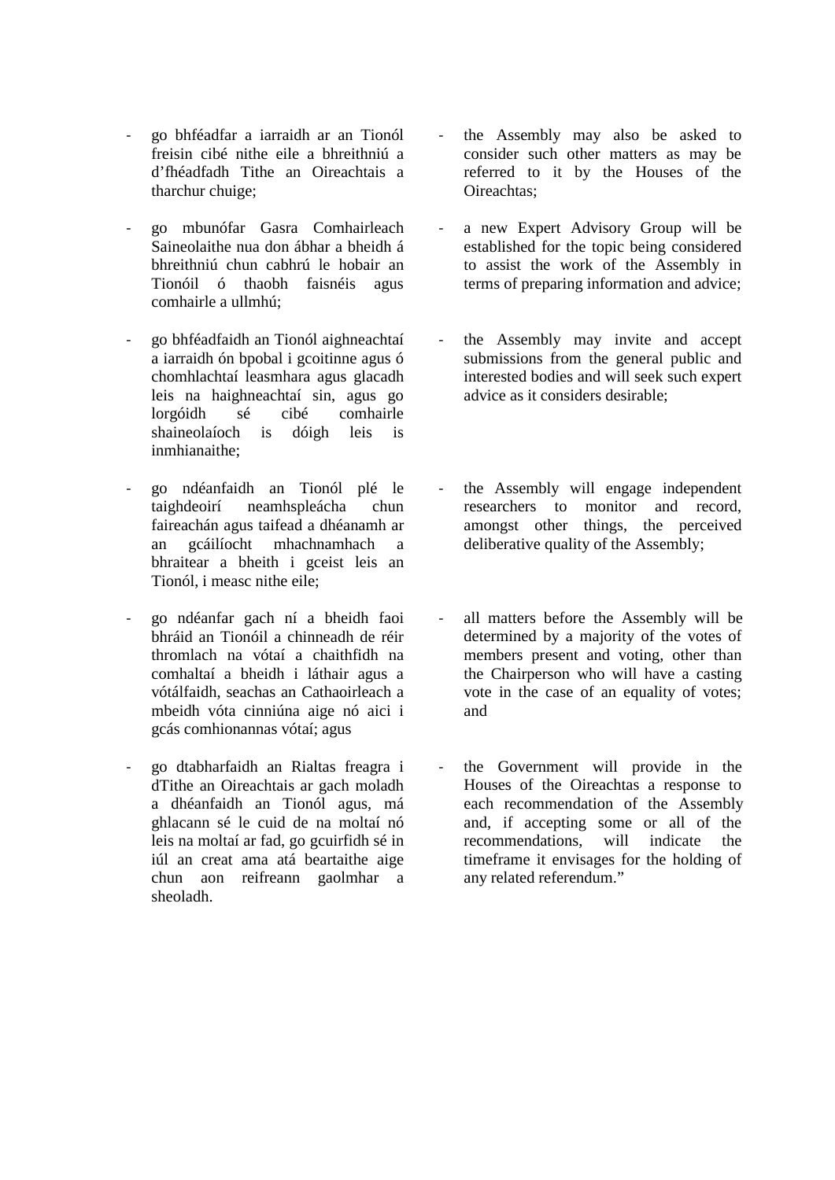- go bhféadfar a iarraidh ar an Tionól freisin cibé nithe eile a bhreithniú a d'fhéadfadh Tithe an Oireachtais a tharchur chuige;

- go mbunófar Gasra Comhairleach Saineolaithe nua don ábhar a bheidh á bhreithniú chun cabhrú le hobair an Tionóil ó thaobh faisnéis agus comhairle a ullmhú;

- go bhféadfaidh an Tionól aighneachtaí a iarraidh ón bpobal i gcoitinne agus ó chomhlachtaí leasmhara agus glacadh leis na haighneachtaí sin, agus go lorgóidh sé cibé comhairle shaineolaíoch is dóigh leis is inmhianaithe;

- go ndéanfaidh an Tionól plé le taighdeoirí neamhspleácha chun faireachán agus taifead a dhéanamh ar an gcáilíocht mhachnamhach a bhraitear a bheith i gceist leis an Tionól, i measc nithe eile;

- go ndéanfar gach ní a bheidh faoi bhráid an Tionóil a chinneadh de réir thromlach na vótaí a chaithfidh na comhaltaí a bheidh i láthair agus a vótálfaidh, seachas an Cathaoirleach a mbeidh vóta cinniúna aige nó aici i gcás comhionannas vótaí; agus

- go dtabharfaidh an Rialtas freagra i dTithe an Oireachtais ar gach moladh a dhéanfaidh an Tionól agus, má ghlacann sé le cuid de na moltaí nó leis na moltaí ar fad, go gcuirfidh sé in iúl an creat ama atá beartaithe aige chun aon reifreann gaolmhar a sheoladh.

- the Assembly may also be asked to consider such other matters as may be referred to it by the Houses of the Oireachtas;

- a new Expert Advisory Group will be established for the topic being considered to assist the work of the Assembly in terms of preparing information and advice;

- the Assembly may invite and accept submissions from the general public and interested bodies and will seek such expert advice as it considers desirable;

- the Assembly will engage independent researchers to monitor and record, amongst other things, the perceived deliberative quality of the Assembly;

- all matters before the Assembly will be determined by a majority of the votes of members present and voting, other than the Chairperson who will have a casting vote in the case of an equality of votes; and

- the Government will provide in the Houses of the Oireachtas a response to each recommendation of the Assembly and, if accepting some or all of the recommendations, will indicate the timeframe it envisages for the holding of any related referendum."